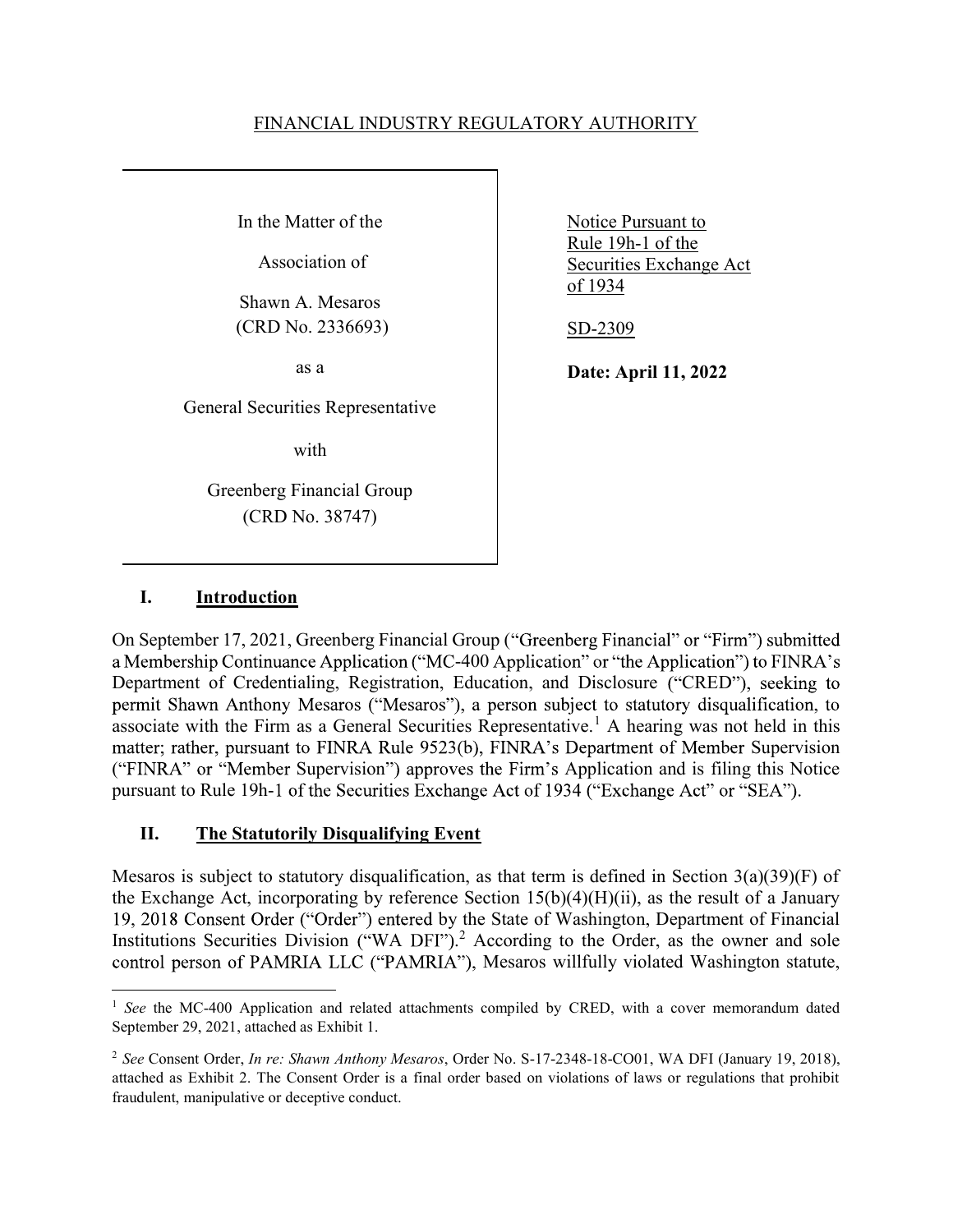FINANCIAL INDUSTRY REGULATORY AUTHORITY

| In the Matter of the Association of Shawn A. Mesaros (CRD No. 2336693) as a General Securities Representative with Greenberg Financial Group (CRD No. 38747) | Notice Pursuant to Rule 19h-1 of the Securities Exchange Act of 1934<br><br>SD-2309<br><br>**Date: April 11, 2022** |
|---|---|

## I. Introduction

On September 17, 2021, Greenberg Financial Group ("Greenberg Financial" or "Firm") submitted a Membership Continuance Application ("MC-400 Application" or "the Application") to FINRA's Department of Credentialing, Registration, Education, and Disclosure ("CRED"), seeking to permit Shawn Anthony Mesaros ("Mesaros"), a person subject to statutory disqualification, to associate with the Firm as a General Securities Representative.[1] A hearing was not held in this matter; rather, pursuant to FINRA Rule 9523(b), FINRA's Department of Member Supervision ("FINRA" or "Member Supervision") approves the Firm's Application and is filing this Notice pursuant to Rule 19h-1 of the Securities Exchange Act of 1934 ("Exchange Act" or "SEA").

## II. The Statutorily Disqualifying Event

Mesaros is subject to statutory disqualification, as that term is defined in Section 3(a)(39)(F) of the Exchange Act, incorporating by reference Section 15(b)(4)(H)(ii), as the result of a January 19, 2018 Consent Order ("Order") entered by the State of Washington, Department of Financial Institutions Securities Division ("WA DFI").[2] According to the Order, as the owner and sole control person of PAMRIA LLC ("PAMRIA"), Mesaros willfully violated Washington statute,

---

[1] *See* the MC-400 Application and related attachments compiled by CRED, with a cover memorandum dated September 29, 2021, attached as Exhibit 1.

[2] *See* Consent Order, *In re: Shawn Anthony Mesaros*, Order No. S-17-2348-18-CO01, WA DFI (January 19, 2018), attached as Exhibit 2. The Consent Order is a final order based on violations of laws or regulations that prohibit fraudulent, manipulative or deceptive conduct.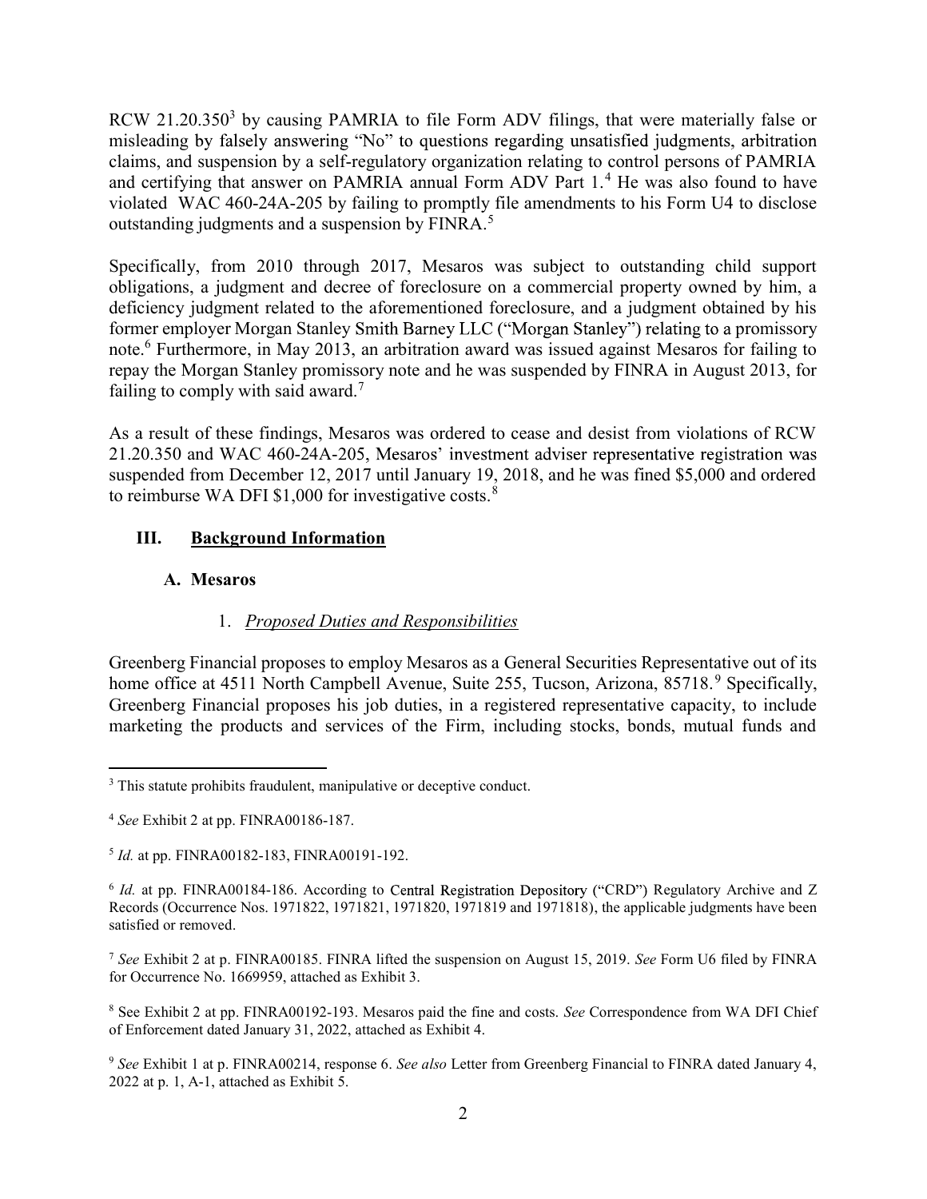RCW 21.20.350[3] by causing PAMRIA to file Form ADV filings, that were materially false or misleading by falsely answering "No" to questions regarding unsatisfied judgments, arbitration claims, and suspension by a self-regulatory organization relating to control persons of PAMRIA and certifying that answer on PAMRIA annual Form ADV Part 1.[4] He was also found to have violated WAC 460-24A-205 by failing to promptly file amendments to his Form U4 to disclose outstanding judgments and a suspension by FINRA.[5]

Specifically, from 2010 through 2017, Mesaros was subject to outstanding child support obligations, a judgment and decree of foreclosure on a commercial property owned by him, a deficiency judgment related to the aforementioned foreclosure, and a judgment obtained by his former employer Morgan Stanley Smith Barney LLC ("Morgan Stanley") relating to a promissory note.[6] Furthermore, in May 2013, an arbitration award was issued against Mesaros for failing to repay the Morgan Stanley promissory note and he was suspended by FINRA in August 2013, for failing to comply with said award.[7]

As a result of these findings, Mesaros was ordered to cease and desist from violations of RCW 21.20.350 and WAC 460-24A-205, Mesaros' investment adviser representative registration was suspended from December 12, 2017 until January 19, 2018, and he was fined $5,000 and ordered to reimburse WA DFI $1,000 for investigative costs.[8]

## III. Background Information

### A. Mesaros

#### 1. *Proposed Duties and Responsibilities*

Greenberg Financial proposes to employ Mesaros as a General Securities Representative out of its home office at 4511 North Campbell Avenue, Suite 255, Tucson, Arizona, 85718.[9] Specifically, Greenberg Financial proposes his job duties, in a registered representative capacity, to include marketing the products and services of the Firm, including stocks, bonds, mutual funds and

---

[3] This statute prohibits fraudulent, manipulative or deceptive conduct.

[4] *See* Exhibit 2 at pp. FINRA00186-187.

[5] *Id.* at pp. FINRA00182-183, FINRA00191-192.

[6] *Id.* at pp. FINRA00184-186. According to Central Registration Depository ("CRD") Regulatory Archive and Z Records (Occurrence Nos. 1971822, 1971821, 1971820, 1971819 and 1971818), the applicable judgments have been satisfied or removed.

[7] *See* Exhibit 2 at p. FINRA00185. FINRA lifted the suspension on August 15, 2019. *See* Form U6 filed by FINRA for Occurrence No. 1669959, attached as Exhibit 3.

[8] See Exhibit 2 at pp. FINRA00192-193. Mesaros paid the fine and costs. *See* Correspondence from WA DFI Chief of Enforcement dated January 31, 2022, attached as Exhibit 4.

[9] *See* Exhibit 1 at p. FINRA00214, response 6. *See also* Letter from Greenberg Financial to FINRA dated January 4, 2022 at p. 1, A-1, attached as Exhibit 5.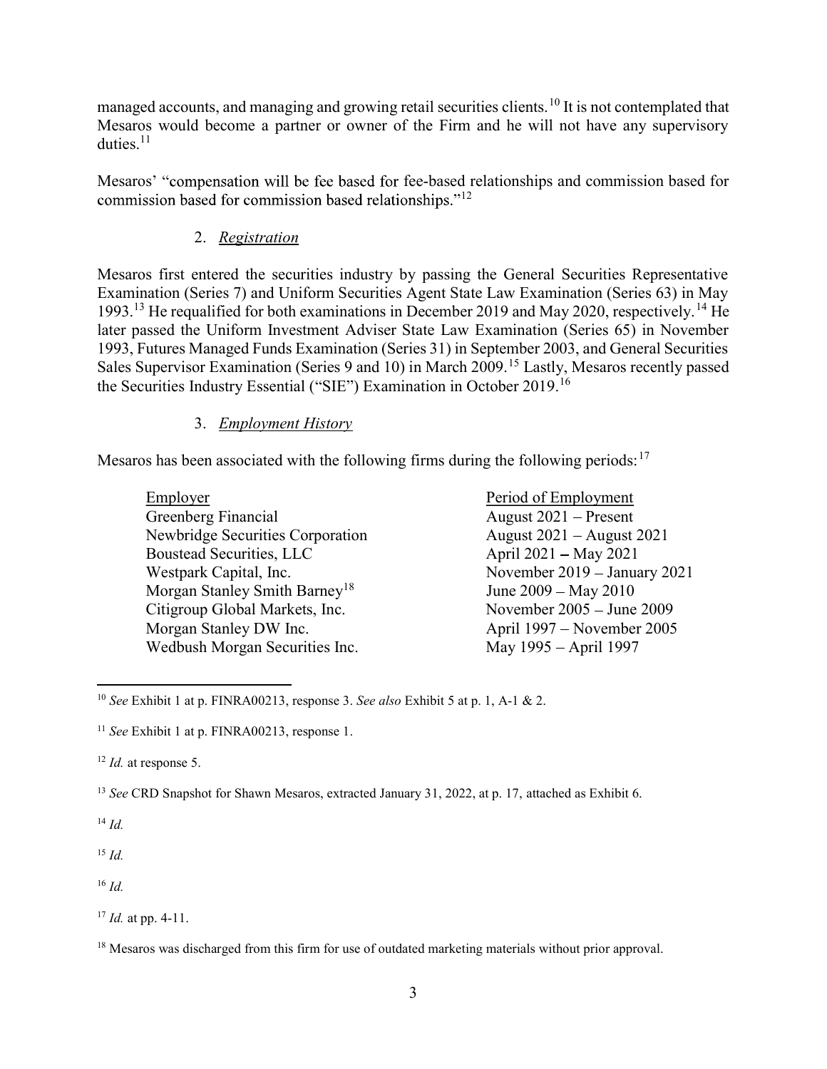managed accounts, and managing and growing retail securities clients.[10] It is not contemplated that Mesaros would become a partner or owner of the Firm and he will not have any supervisory duties.[11]

Mesaros' "compensation will be fee based for fee-based relationships and commission based for commission based for commission based relationships."[12]

### 2. *Registration*

Mesaros first entered the securities industry by passing the General Securities Representative Examination (Series 7) and Uniform Securities Agent State Law Examination (Series 63) in May 1993.[13] He requalified for both examinations in December 2019 and May 2020, respectively.[14] He later passed the Uniform Investment Adviser State Law Examination (Series 65) in November 1993, Futures Managed Funds Examination (Series 31) in September 2003, and General Securities Sales Supervisor Examination (Series 9 and 10) in March 2009.[15] Lastly, Mesaros recently passed the Securities Industry Essential ("SIE") Examination in October 2019.[16]

### 3. *Employment History*

Mesaros has been associated with the following firms during the following periods:[17]

| Employer | Period of Employment |
|---|---|
| Greenberg Financial | August 2021 – Present |
| Newbridge Securities Corporation | August 2021 – August 2021 |
| Boustead Securities, LLC | April 2021 – May 2021 |
| Westpark Capital, Inc. | November 2019 – January 2021 |
| Morgan Stanley Smith Barney[18] | June 2009 – May 2010 |
| Citigroup Global Markets, Inc. | November 2005 – June 2009 |
| Morgan Stanley DW Inc. | April 1997 – November 2005 |
| Wedbush Morgan Securities Inc. | May 1995 – April 1997 |

---

[10] *See* Exhibit 1 at p. FINRA00213, response 3. *See also* Exhibit 5 at p. 1, A-1 & 2.

[11] *See* Exhibit 1 at p. FINRA00213, response 1.

[12] *Id.* at response 5.

[13] *See* CRD Snapshot for Shawn Mesaros, extracted January 31, 2022, at p. 17, attached as Exhibit 6.

[14] *Id.*

[15] *Id.*

[16] *Id.*

[17] *Id.* at pp. 4-11.

[18] Mesaros was discharged from this firm for use of outdated marketing materials without prior approval.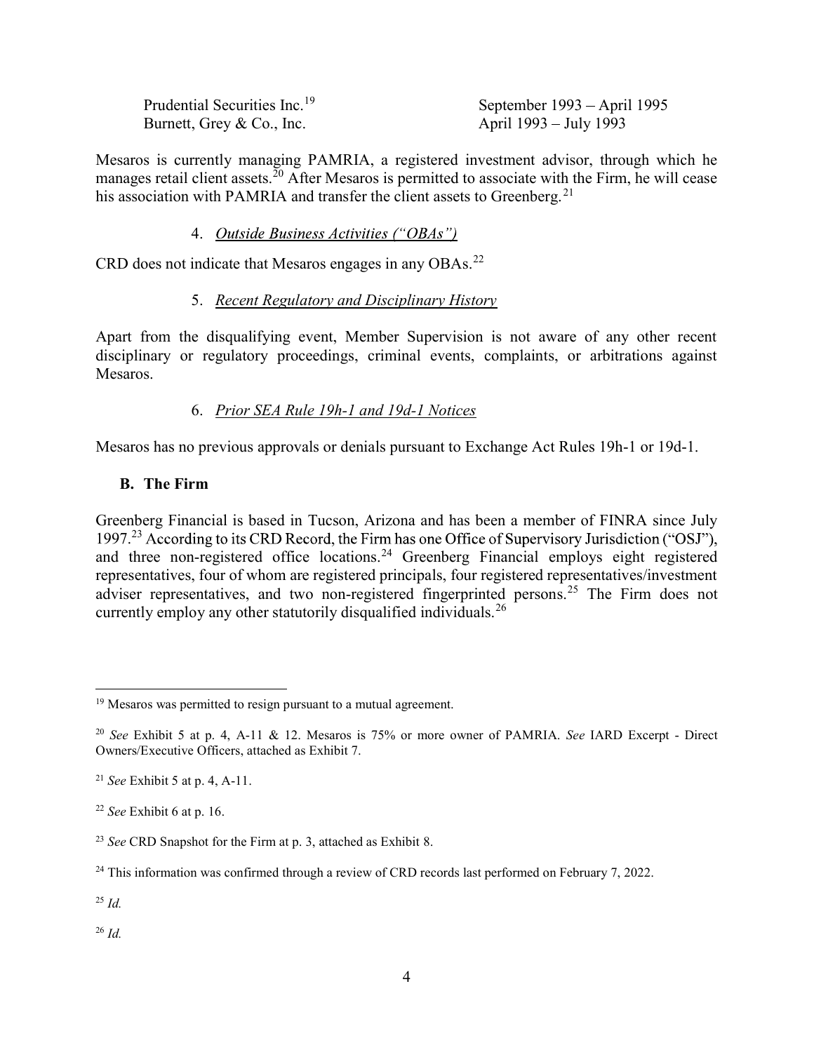| | |
|---|---|
| Prudential Securities Inc.[19] | September 1993 – April 1995 |
| Burnett, Grey & Co., Inc. | April 1993 – July 1993 |

Mesaros is currently managing PAMRIA, a registered investment advisor, through which he manages retail client assets.[20] After Mesaros is permitted to associate with the Firm, he will cease his association with PAMRIA and transfer the client assets to Greenberg.[21]

### 4. *Outside Business Activities ("OBAs")*

CRD does not indicate that Mesaros engages in any OBAs.[22]

### 5. *Recent Regulatory and Disciplinary History*

Apart from the disqualifying event, Member Supervision is not aware of any other recent disciplinary or regulatory proceedings, criminal events, complaints, or arbitrations against Mesaros.

### 6. *Prior SEA Rule 19h-1 and 19d-1 Notices*

Mesaros has no previous approvals or denials pursuant to Exchange Act Rules 19h-1 or 19d-1.

## B. The Firm

Greenberg Financial is based in Tucson, Arizona and has been a member of FINRA since July 1997.[23] According to its CRD Record, the Firm has one Office of Supervisory Jurisdiction ("OSJ"), and three non-registered office locations.[24] Greenberg Financial employs eight registered representatives, four of whom are registered principals, four registered representatives/investment adviser representatives, and two non-registered fingerprinted persons.[25] The Firm does not currently employ any other statutorily disqualified individuals.[26]

---

[19] Mesaros was permitted to resign pursuant to a mutual agreement.

[20] *See* Exhibit 5 at p. 4, A-11 & 12. Mesaros is 75% or more owner of PAMRIA. *See* IARD Excerpt - Direct Owners/Executive Officers, attached as Exhibit 7.

[21] *See* Exhibit 5 at p. 4, A-11.

[22] *See* Exhibit 6 at p. 16.

[23] *See* CRD Snapshot for the Firm at p. 3, attached as Exhibit 8.

[24] This information was confirmed through a review of CRD records last performed on February 7, 2022.

[25] *Id.*

[26] *Id.*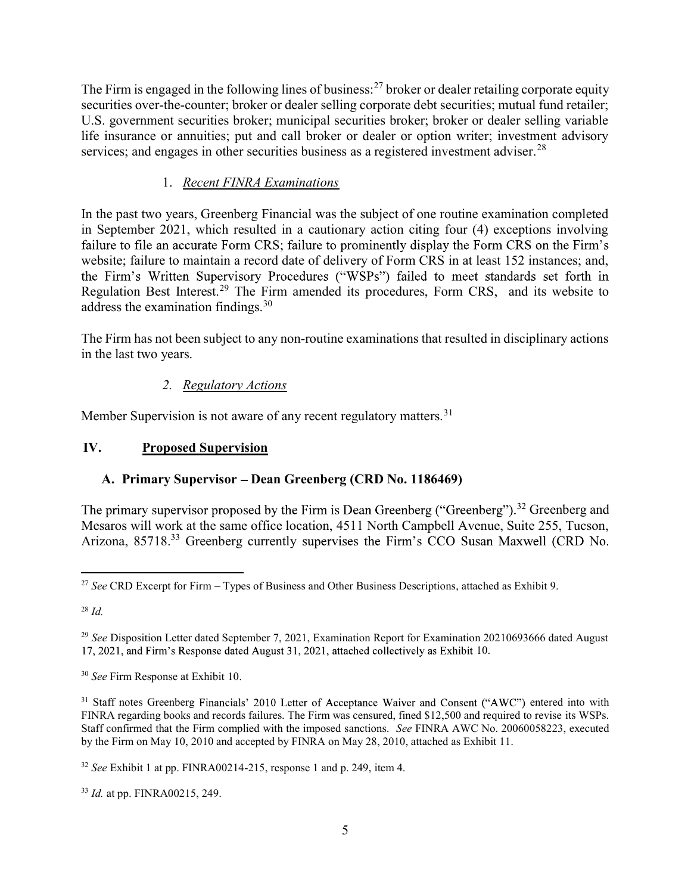The Firm is engaged in the following lines of business:[27] broker or dealer retailing corporate equity securities over-the-counter; broker or dealer selling corporate debt securities; mutual fund retailer; U.S. government securities broker; municipal securities broker; broker or dealer selling variable life insurance or annuities; put and call broker or dealer or option writer; investment advisory services; and engages in other securities business as a registered investment adviser.[28]

1. *Recent FINRA Examinations*

In the past two years, Greenberg Financial was the subject of one routine examination completed in September 2021, which resulted in a cautionary action citing four (4) exceptions involving failure to file an accurate Form CRS; failure to prominently display the Form CRS on the Firm's website; failure to maintain a record date of delivery of Form CRS in at least 152 instances; and, the Firm's Written Supervisory Procedures ("WSPs") failed to meet standards set forth in Regulation Best Interest.[29] The Firm amended its procedures, Form CRS, and its website to address the examination findings.[30]

The Firm has not been subject to any non-routine examinations that resulted in disciplinary actions in the last two years.

2. *Regulatory Actions*

Member Supervision is not aware of any recent regulatory matters.[31]

## IV. Proposed Supervision

### A. Primary Supervisor – Dean Greenberg (CRD No. 1186469)

The primary supervisor proposed by the Firm is Dean Greenberg ("Greenberg").[32] Greenberg and Mesaros will work at the same office location, 4511 North Campbell Avenue, Suite 255, Tucson, Arizona, 85718.[33] Greenberg currently supervises the Firm's CCO Susan Maxwell (CRD No.

---

[27] *See* CRD Excerpt for Firm – Types of Business and Other Business Descriptions, attached as Exhibit 9.

[28] *Id.*

[29] *See* Disposition Letter dated September 7, 2021, Examination Report for Examination 20210693666 dated August 17, 2021, and Firm's Response dated August 31, 2021, attached collectively as Exhibit 10.

[30] *See* Firm Response at Exhibit 10.

[31] Staff notes Greenberg Financials' 2010 Letter of Acceptance Waiver and Consent ("AWC") entered into with FINRA regarding books and records failures. The Firm was censured, fined $12,500 and required to revise its WSPs. Staff confirmed that the Firm complied with the imposed sanctions. *See* FINRA AWC No. 20060058223, executed by the Firm on May 10, 2010 and accepted by FINRA on May 28, 2010, attached as Exhibit 11.

[32] *See* Exhibit 1 at pp. FINRA00214-215, response 1 and p. 249, item 4.

[33] *Id.* at pp. FINRA00215, 249.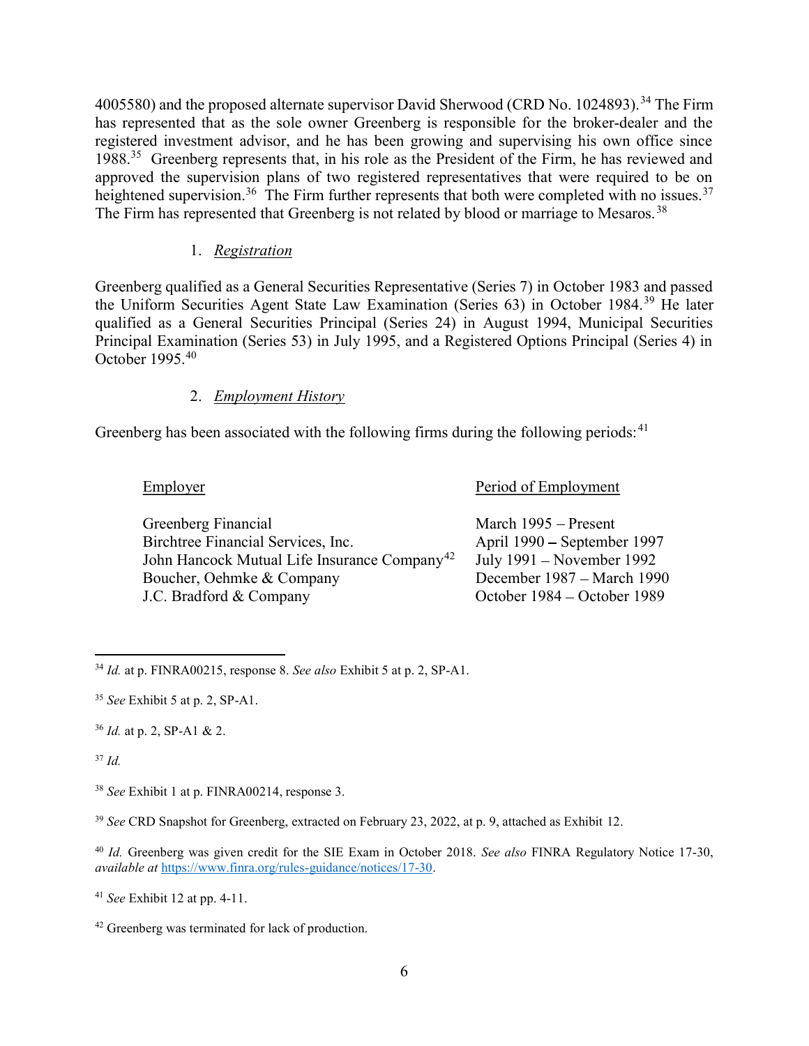4005580) and the proposed alternate supervisor David Sherwood (CRD No. 1024893).[34] The Firm has represented that as the sole owner Greenberg is responsible for the broker-dealer and the registered investment advisor, and he has been growing and supervising his own office since 1988.[35] Greenberg represents that, in his role as the President of the Firm, he has reviewed and approved the supervision plans of two registered representatives that were required to be on heightened supervision.[36] The Firm further represents that both were completed with no issues.[37] The Firm has represented that Greenberg is not related by blood or marriage to Mesaros.[38]

1. *Registration*

Greenberg qualified as a General Securities Representative (Series 7) in October 1983 and passed the Uniform Securities Agent State Law Examination (Series 63) in October 1984.[39] He later qualified as a General Securities Principal (Series 24) in August 1994, Municipal Securities Principal Examination (Series 53) in July 1995, and a Registered Options Principal (Series 4) in October 1995.[40]

2. *Employment History*

Greenberg has been associated with the following firms during the following periods:[41]

| Employer | Period of Employment |
|---|---|
| Greenberg Financial | March 1995 – Present |
| Birchtree Financial Services, Inc. | April 1990 – September 1997 |
| John Hancock Mutual Life Insurance Company[42] | July 1991 – November 1992 |
| Boucher, Oehmke & Company | December 1987 – March 1990 |
| J.C. Bradford & Company | October 1984 – October 1989 |

---

[34] *Id.* at p. FINRA00215, response 8. *See also* Exhibit 5 at p. 2, SP-A1.

[35] *See* Exhibit 5 at p. 2, SP-A1.

[36] *Id.* at p. 2, SP-A1 & 2.

[37] *Id.*

[38] *See* Exhibit 1 at p. FINRA00214, response 3.

[39] *See* CRD Snapshot for Greenberg, extracted on February 23, 2022, at p. 9, attached as Exhibit 12.

[40] *Id.* Greenberg was given credit for the SIE Exam in October 2018. *See also* FINRA Regulatory Notice 17-30, *available at* https://www.finra.org/rules-guidance/notices/17-30.

[41] *See* Exhibit 12 at pp. 4-11.

[42] Greenberg was terminated for lack of production.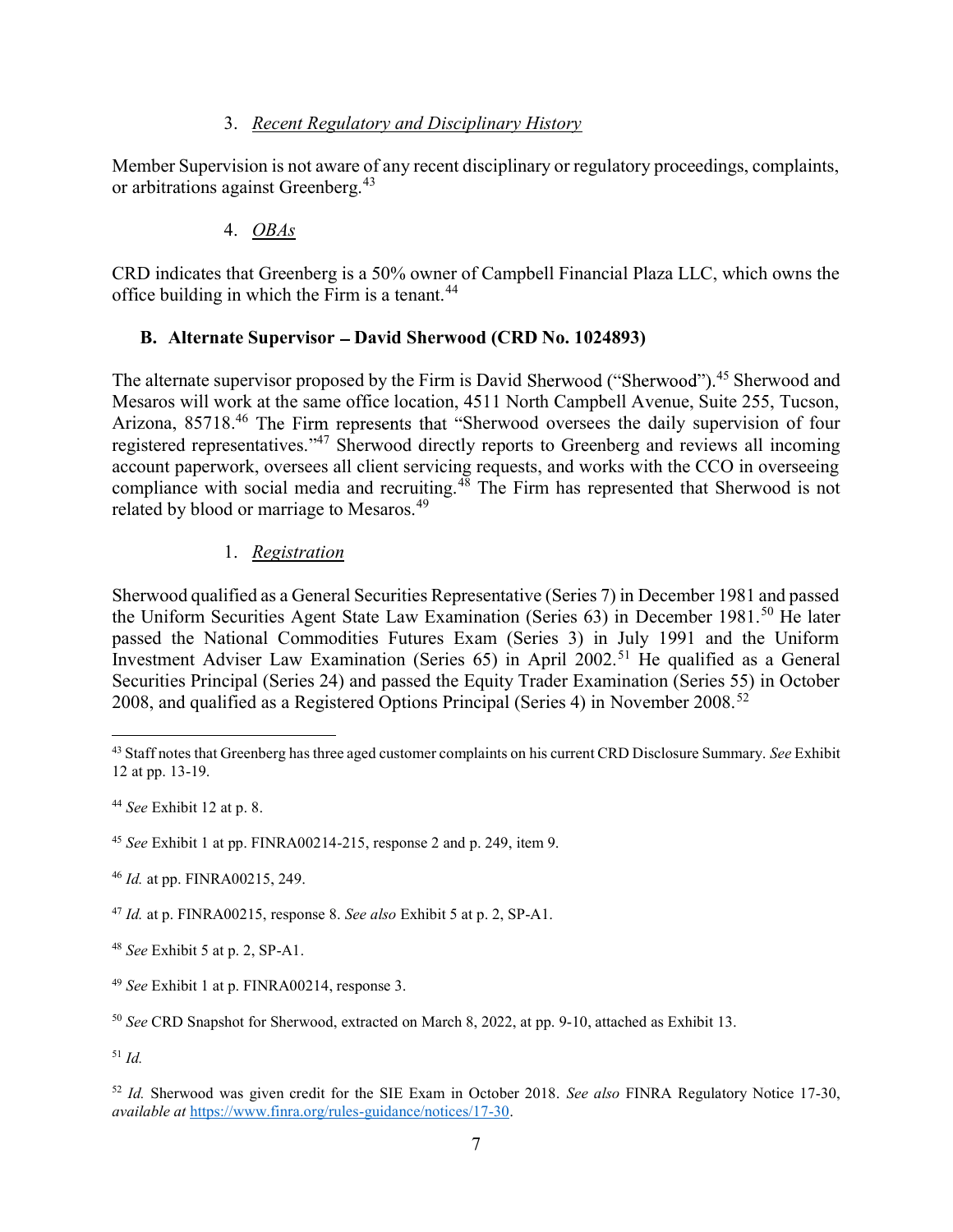### 3. *Recent Regulatory and Disciplinary History*

Member Supervision is not aware of any recent disciplinary or regulatory proceedings, complaints, or arbitrations against Greenberg.[43]

### 4. *OBAs*

CRD indicates that Greenberg is a 50% owner of Campbell Financial Plaza LLC, which owns the office building in which the Firm is a tenant.[44]

## B. Alternate Supervisor – David Sherwood (CRD No. 1024893)

The alternate supervisor proposed by the Firm is David Sherwood ("Sherwood").[45] Sherwood and Mesaros will work at the same office location, 4511 North Campbell Avenue, Suite 255, Tucson, Arizona, 85718.[46] The Firm represents that "Sherwood oversees the daily supervision of four registered representatives."[47] Sherwood directly reports to Greenberg and reviews all incoming account paperwork, oversees all client servicing requests, and works with the CCO in overseeing compliance with social media and recruiting.[48] The Firm has represented that Sherwood is not related by blood or marriage to Mesaros.[49]

### 1. *Registration*

Sherwood qualified as a General Securities Representative (Series 7) in December 1981 and passed the Uniform Securities Agent State Law Examination (Series 63) in December 1981.[50] He later passed the National Commodities Futures Exam (Series 3) in July 1991 and the Uniform Investment Adviser Law Examination (Series 65) in April 2002.[51] He qualified as a General Securities Principal (Series 24) and passed the Equity Trader Examination (Series 55) in October 2008, and qualified as a Registered Options Principal (Series 4) in November 2008.[52]

---

[43] Staff notes that Greenberg has three aged customer complaints on his current CRD Disclosure Summary. *See* Exhibit 12 at pp. 13-19.

[44] *See* Exhibit 12 at p. 8.

[45] *See* Exhibit 1 at pp. FINRA00214-215, response 2 and p. 249, item 9.

[46] *Id.* at pp. FINRA00215, 249.

[47] *Id.* at p. FINRA00215, response 8. *See also* Exhibit 5 at p. 2, SP-A1.

[48] *See* Exhibit 5 at p. 2, SP-A1.

[49] *See* Exhibit 1 at p. FINRA00214, response 3.

[50] *See* CRD Snapshot for Sherwood, extracted on March 8, 2022, at pp. 9-10, attached as Exhibit 13.

[51] *Id.*

[52] *Id.* Sherwood was given credit for the SIE Exam in October 2018. *See also* FINRA Regulatory Notice 17-30, *available at* https://www.finra.org/rules-guidance/notices/17-30.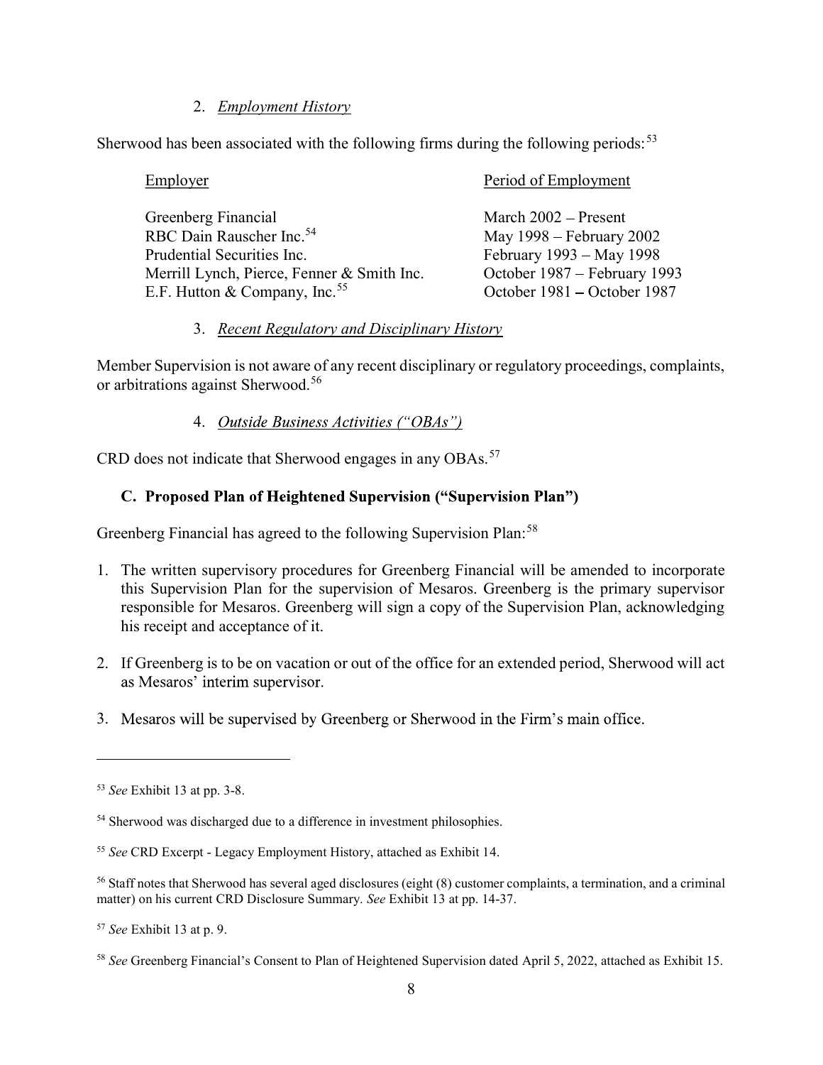2. *Employment History*

Sherwood has been associated with the following firms during the following periods:[53]

| Employer | Period of Employment |
|---|---|
| Greenberg Financial | March 2002 – Present |
| RBC Dain Rauscher Inc.[54] | May 1998 – February 2002 |
| Prudential Securities Inc. | February 1993 – May 1998 |
| Merrill Lynch, Pierce, Fenner & Smith Inc. | October 1987 – February 1993 |
| E.F. Hutton & Company, Inc.[55] | October 1981 – October 1987 |

3. *Recent Regulatory and Disciplinary History*

Member Supervision is not aware of any recent disciplinary or regulatory proceedings, complaints, or arbitrations against Sherwood.[56]

4. *Outside Business Activities ("OBAs")*

CRD does not indicate that Sherwood engages in any OBAs.[57]

### C. Proposed Plan of Heightened Supervision ("Supervision Plan")

Greenberg Financial has agreed to the following Supervision Plan:[58]

1. The written supervisory procedures for Greenberg Financial will be amended to incorporate this Supervision Plan for the supervision of Mesaros. Greenberg is the primary supervisor responsible for Mesaros. Greenberg will sign a copy of the Supervision Plan, acknowledging his receipt and acceptance of it.

2. If Greenberg is to be on vacation or out of the office for an extended period, Sherwood will act as Mesaros' interim supervisor.

3. Mesaros will be supervised by Greenberg or Sherwood in the Firm's main office.

---

[53] *See* Exhibit 13 at pp. 3-8.

[54] Sherwood was discharged due to a difference in investment philosophies.

[55] *See* CRD Excerpt - Legacy Employment History, attached as Exhibit 14.

[56] Staff notes that Sherwood has several aged disclosures (eight (8) customer complaints, a termination, and a criminal matter) on his current CRD Disclosure Summary. *See* Exhibit 13 at pp. 14-37.

[57] *See* Exhibit 13 at p. 9.

[58] *See* Greenberg Financial's Consent to Plan of Heightened Supervision dated April 5, 2022, attached as Exhibit 15.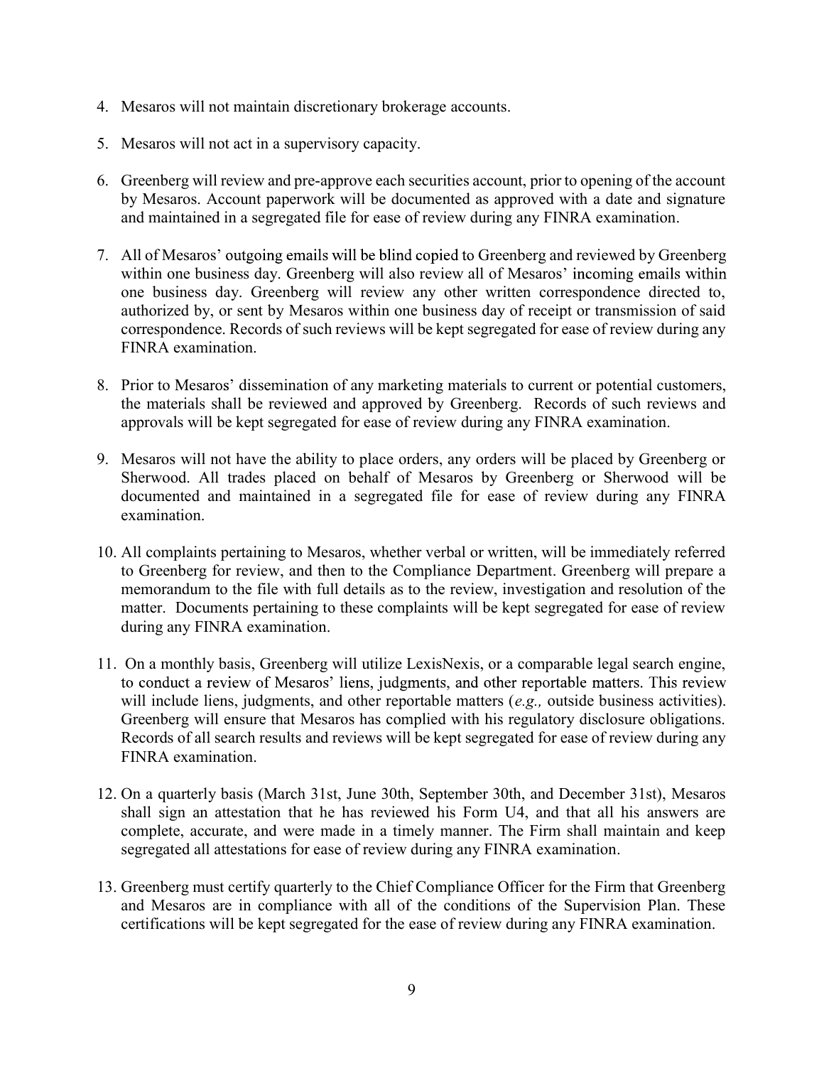4. Mesaros will not maintain discretionary brokerage accounts.
5. Mesaros will not act in a supervisory capacity.
6. Greenberg will review and pre-approve each securities account, prior to opening of the account by Mesaros. Account paperwork will be documented as approved with a date and signature and maintained in a segregated file for ease of review during any FINRA examination.
7. All of Mesaros' outgoing emails will be blind copied to Greenberg and reviewed by Greenberg within one business day. Greenberg will also review all of Mesaros' incoming emails within one business day. Greenberg will review any other written correspondence directed to, authorized by, or sent by Mesaros within one business day of receipt or transmission of said correspondence. Records of such reviews will be kept segregated for ease of review during any FINRA examination.
8. Prior to Mesaros' dissemination of any marketing materials to current or potential customers, the materials shall be reviewed and approved by Greenberg. Records of such reviews and approvals will be kept segregated for ease of review during any FINRA examination.
9. Mesaros will not have the ability to place orders, any orders will be placed by Greenberg or Sherwood. All trades placed on behalf of Mesaros by Greenberg or Sherwood will be documented and maintained in a segregated file for ease of review during any FINRA examination.
10. All complaints pertaining to Mesaros, whether verbal or written, will be immediately referred to Greenberg for review, and then to the Compliance Department. Greenberg will prepare a memorandum to the file with full details as to the review, investigation and resolution of the matter. Documents pertaining to these complaints will be kept segregated for ease of review during any FINRA examination.
11. On a monthly basis, Greenberg will utilize LexisNexis, or a comparable legal search engine, to conduct a review of Mesaros' liens, judgments, and other reportable matters. This review will include liens, judgments, and other reportable matters (*e.g.,* outside business activities). Greenberg will ensure that Mesaros has complied with his regulatory disclosure obligations. Records of all search results and reviews will be kept segregated for ease of review during any FINRA examination.
12. On a quarterly basis (March 31st, June 30th, September 30th, and December 31st), Mesaros shall sign an attestation that he has reviewed his Form U4, and that all his answers are complete, accurate, and were made in a timely manner. The Firm shall maintain and keep segregated all attestations for ease of review during any FINRA examination.
13. Greenberg must certify quarterly to the Chief Compliance Officer for the Firm that Greenberg and Mesaros are in compliance with all of the conditions of the Supervision Plan. These certifications will be kept segregated for the ease of review during any FINRA examination.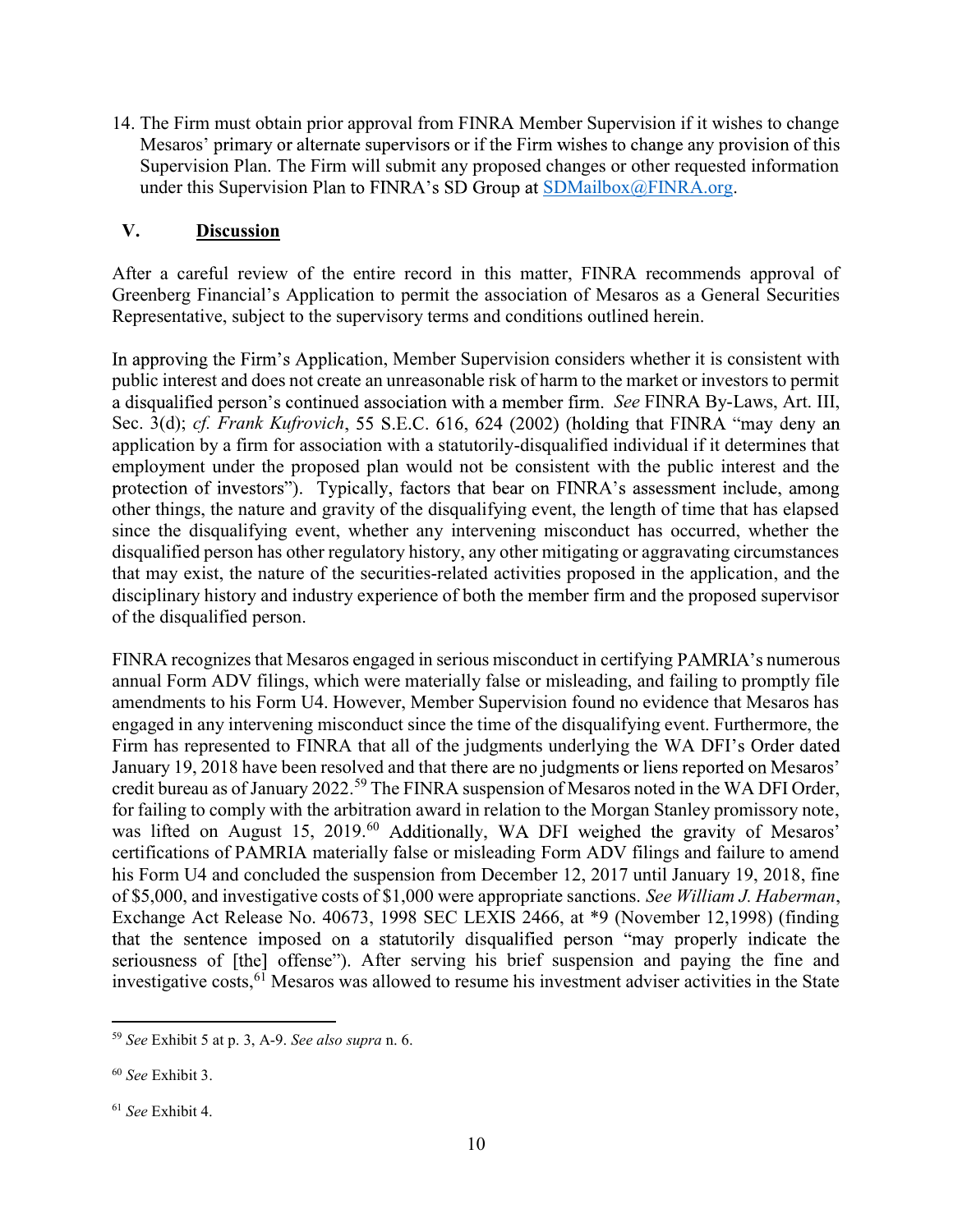14. The Firm must obtain prior approval from FINRA Member Supervision if it wishes to change Mesaros' primary or alternate supervisors or if the Firm wishes to change any provision of this Supervision Plan. The Firm will submit any proposed changes or other requested information under this Supervision Plan to FINRA's SD Group at SDMailbox@FINRA.org.

## V. Discussion

After a careful review of the entire record in this matter, FINRA recommends approval of Greenberg Financial's Application to permit the association of Mesaros as a General Securities Representative, subject to the supervisory terms and conditions outlined herein.

In approving the Firm's Application, Member Supervision considers whether it is consistent with public interest and does not create an unreasonable risk of harm to the market or investors to permit a disqualified person's continued association with a member firm. *See* FINRA By-Laws, Art. III, Sec. 3(d); *cf. Frank Kufrovich*, 55 S.E.C. 616, 624 (2002) (holding that FINRA "may deny an application by a firm for association with a statutorily-disqualified individual if it determines that employment under the proposed plan would not be consistent with the public interest and the protection of investors"). Typically, factors that bear on FINRA's assessment include, among other things, the nature and gravity of the disqualifying event, the length of time that has elapsed since the disqualifying event, whether any intervening misconduct has occurred, whether the disqualified person has other regulatory history, any other mitigating or aggravating circumstances that may exist, the nature of the securities-related activities proposed in the application, and the disciplinary history and industry experience of both the member firm and the proposed supervisor of the disqualified person.

FINRA recognizes that Mesaros engaged in serious misconduct in certifying PAMRIA's numerous annual Form ADV filings, which were materially false or misleading, and failing to promptly file amendments to his Form U4. However, Member Supervision found no evidence that Mesaros has engaged in any intervening misconduct since the time of the disqualifying event. Furthermore, the Firm has represented to FINRA that all of the judgments underlying the WA DFI's Order dated January 19, 2018 have been resolved and that there are no judgments or liens reported on Mesaros' credit bureau as of January 2022.[59] The FINRA suspension of Mesaros noted in the WA DFI Order, for failing to comply with the arbitration award in relation to the Morgan Stanley promissory note, was lifted on August 15, 2019.[60] Additionally, WA DFI weighed the gravity of Mesaros' certifications of PAMRIA materially false or misleading Form ADV filings and failure to amend his Form U4 and concluded the suspension from December 12, 2017 until January 19, 2018, fine of $5,000, and investigative costs of $1,000 were appropriate sanctions. *See William J. Haberman*, Exchange Act Release No. 40673, 1998 SEC LEXIS 2466, at *9 (November 12,1998) (finding that the sentence imposed on a statutorily disqualified person "may properly indicate the seriousness of [the] offense"). After serving his brief suspension and paying the fine and investigative costs,[61] Mesaros was allowed to resume his investment adviser activities in the State

[59] *See* Exhibit 5 at p. 3, A-9. *See also supra* n. 6.

[60] *See* Exhibit 3.

[61] *See* Exhibit 4.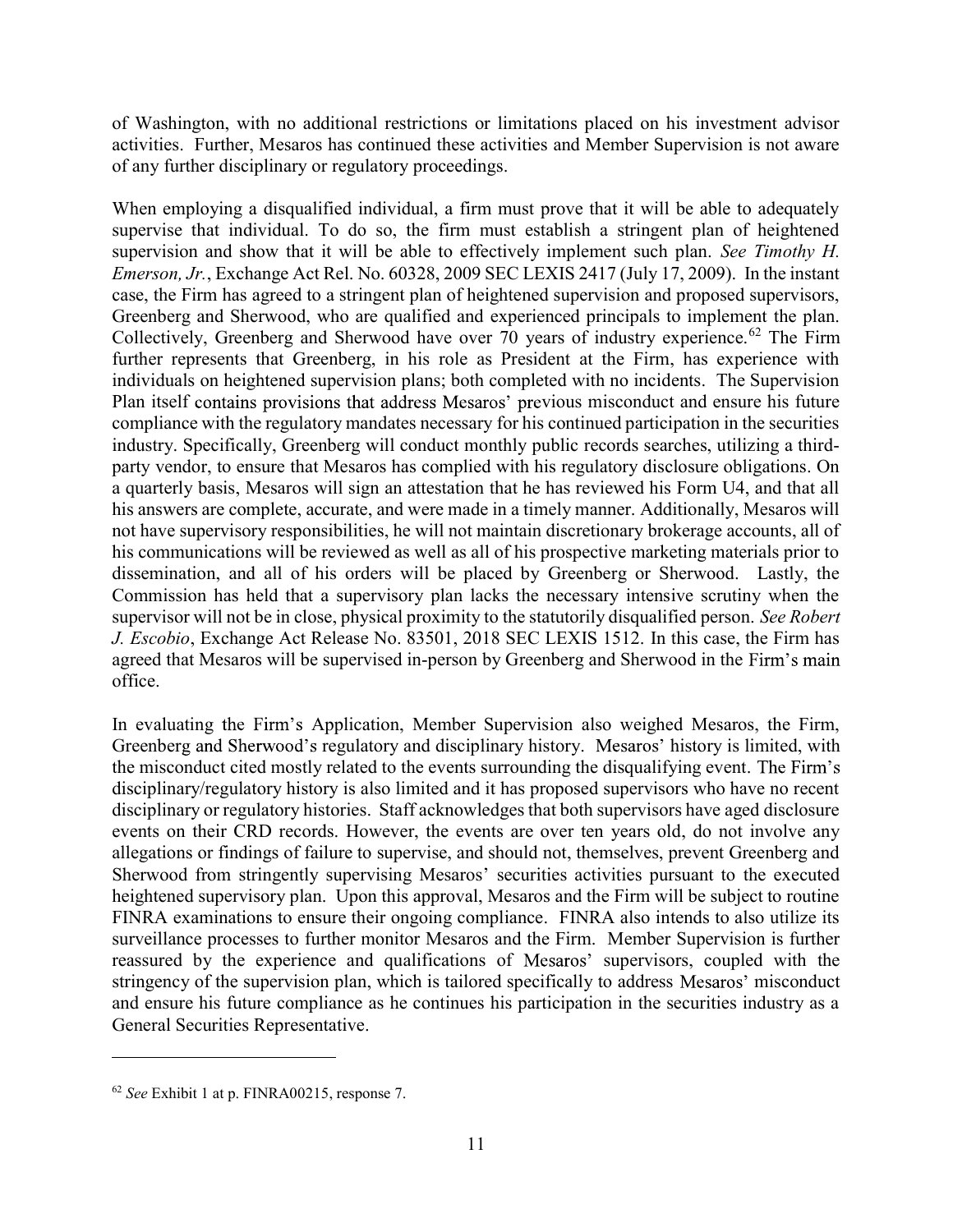of Washington, with no additional restrictions or limitations placed on his investment advisor activities. Further, Mesaros has continued these activities and Member Supervision is not aware of any further disciplinary or regulatory proceedings.

When employing a disqualified individual, a firm must prove that it will be able to adequately supervise that individual. To do so, the firm must establish a stringent plan of heightened supervision and show that it will be able to effectively implement such plan. *See Timothy H. Emerson, Jr.*, Exchange Act Rel. No. 60328, 2009 SEC LEXIS 2417 (July 17, 2009). In the instant case, the Firm has agreed to a stringent plan of heightened supervision and proposed supervisors, Greenberg and Sherwood, who are qualified and experienced principals to implement the plan. Collectively, Greenberg and Sherwood have over 70 years of industry experience.[62] The Firm further represents that Greenberg, in his role as President at the Firm, has experience with individuals on heightened supervision plans; both completed with no incidents. The Supervision Plan itself contains provisions that address Mesaros' previous misconduct and ensure his future compliance with the regulatory mandates necessary for his continued participation in the securities industry. Specifically, Greenberg will conduct monthly public records searches, utilizing a third-party vendor, to ensure that Mesaros has complied with his regulatory disclosure obligations. On a quarterly basis, Mesaros will sign an attestation that he has reviewed his Form U4, and that all his answers are complete, accurate, and were made in a timely manner. Additionally, Mesaros will not have supervisory responsibilities, he will not maintain discretionary brokerage accounts, all of his communications will be reviewed as well as all of his prospective marketing materials prior to dissemination, and all of his orders will be placed by Greenberg or Sherwood. Lastly, the Commission has held that a supervisory plan lacks the necessary intensive scrutiny when the supervisor will not be in close, physical proximity to the statutorily disqualified person. *See Robert J. Escobio*, Exchange Act Release No. 83501, 2018 SEC LEXIS 1512. In this case, the Firm has agreed that Mesaros will be supervised in-person by Greenberg and Sherwood in the Firm's main office.

In evaluating the Firm's Application, Member Supervision also weighed Mesaros, the Firm, Greenberg and Sherwood's regulatory and disciplinary history. Mesaros' history is limited, with the misconduct cited mostly related to the events surrounding the disqualifying event. The Firm's disciplinary/regulatory history is also limited and it has proposed supervisors who have no recent disciplinary or regulatory histories. Staff acknowledges that both supervisors have aged disclosure events on their CRD records. However, the events are over ten years old, do not involve any allegations or findings of failure to supervise, and should not, themselves, prevent Greenberg and Sherwood from stringently supervising Mesaros' securities activities pursuant to the executed heightened supervisory plan. Upon this approval, Mesaros and the Firm will be subject to routine FINRA examinations to ensure their ongoing compliance. FINRA also intends to also utilize its surveillance processes to further monitor Mesaros and the Firm. Member Supervision is further reassured by the experience and qualifications of Mesaros' supervisors, coupled with the stringency of the supervision plan, which is tailored specifically to address Mesaros' misconduct and ensure his future compliance as he continues his participation in the securities industry as a General Securities Representative.

---

[62] *See* Exhibit 1 at p. FINRA00215, response 7.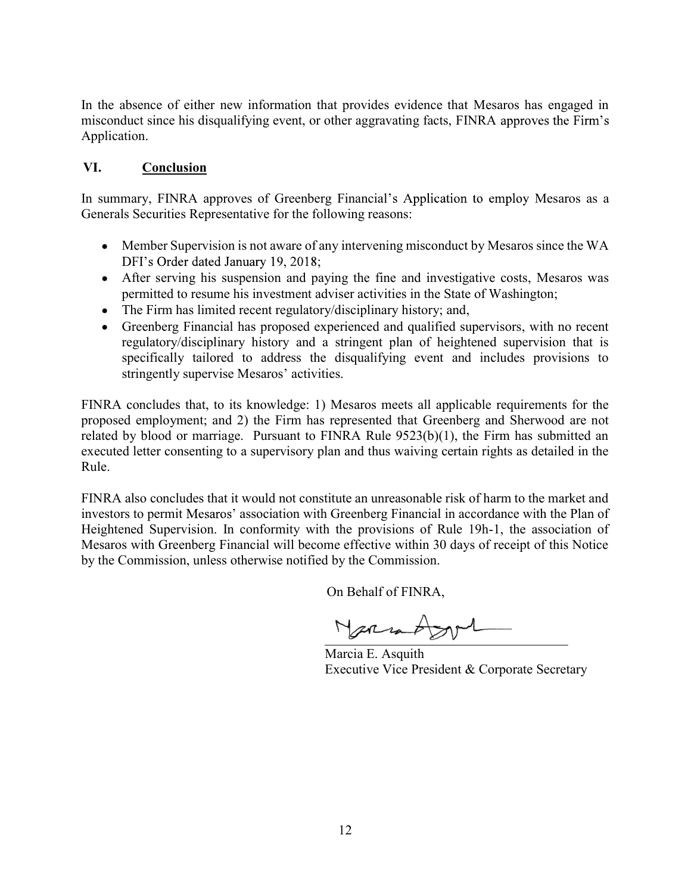In the absence of either new information that provides evidence that Mesaros has engaged in misconduct since his disqualifying event, or other aggravating facts, FINRA approves the Firm's Application.

## VI. Conclusion

In summary, FINRA approves of Greenberg Financial's Application to employ Mesaros as a Generals Securities Representative for the following reasons:

- Member Supervision is not aware of any intervening misconduct by Mesaros since the WA DFI's Order dated January 19, 2018;
- After serving his suspension and paying the fine and investigative costs, Mesaros was permitted to resume his investment adviser activities in the State of Washington;
- The Firm has limited recent regulatory/disciplinary history; and,
- Greenberg Financial has proposed experienced and qualified supervisors, with no recent regulatory/disciplinary history and a stringent plan of heightened supervision that is specifically tailored to address the disqualifying event and includes provisions to stringently supervise Mesaros' activities.

FINRA concludes that, to its knowledge: 1) Mesaros meets all applicable requirements for the proposed employment; and 2) the Firm has represented that Greenberg and Sherwood are not related by blood or marriage. Pursuant to FINRA Rule 9523(b)(1), the Firm has submitted an executed letter consenting to a supervisory plan and thus waiving certain rights as detailed in the Rule.

FINRA also concludes that it would not constitute an unreasonable risk of harm to the market and investors to permit Mesaros' association with Greenberg Financial in accordance with the Plan of Heightened Supervision. In conformity with the provisions of Rule 19h-1, the association of Mesaros with Greenberg Financial will become effective within 30 days of receipt of this Notice by the Commission, unless otherwise notified by the Commission.

On Behalf of FINRA,

Marcia E. Asquith
Executive Vice President & Corporate Secretary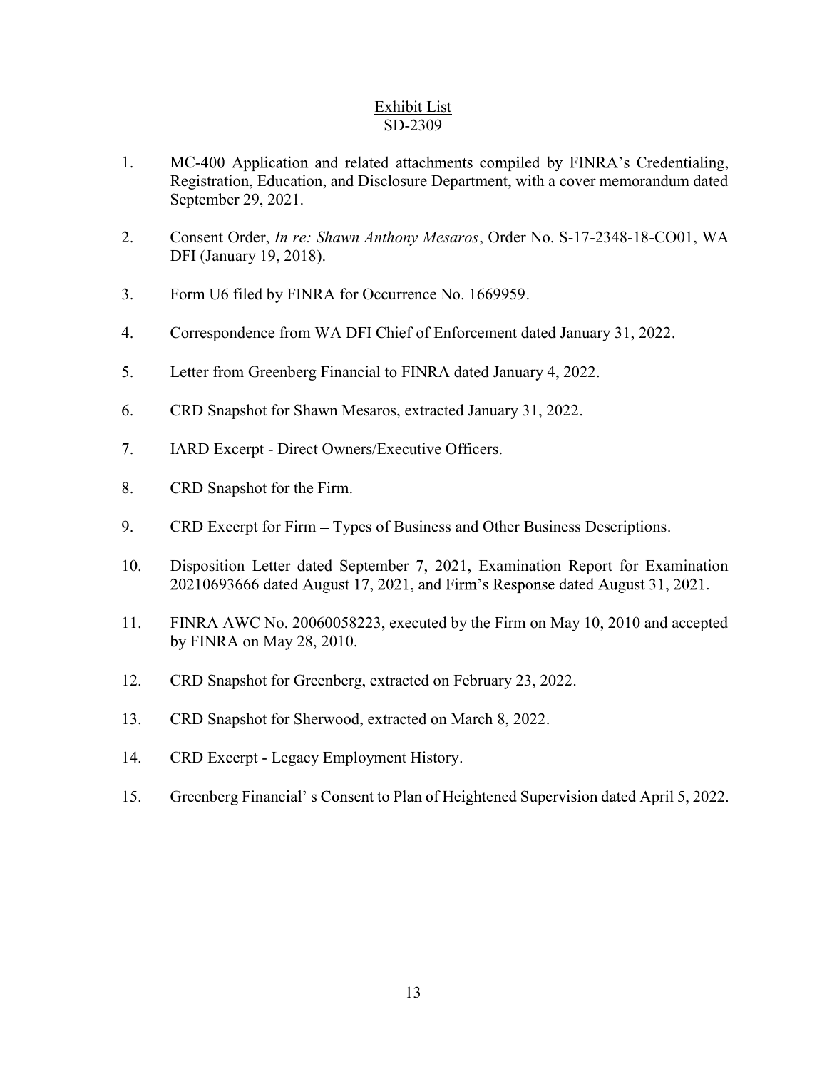# Exhibit List
## SD-2309

1. MC-400 Application and related attachments compiled by FINRA's Credentialing, Registration, Education, and Disclosure Department, with a cover memorandum dated September 29, 2021.

2. Consent Order, *In re: Shawn Anthony Mesaros*, Order No. S-17-2348-18-CO01, WA DFI (January 19, 2018).

3. Form U6 filed by FINRA for Occurrence No. 1669959.

4. Correspondence from WA DFI Chief of Enforcement dated January 31, 2022.

5. Letter from Greenberg Financial to FINRA dated January 4, 2022.

6. CRD Snapshot for Shawn Mesaros, extracted January 31, 2022.

7. IARD Excerpt - Direct Owners/Executive Officers.

8. CRD Snapshot for the Firm.

9. CRD Excerpt for Firm – Types of Business and Other Business Descriptions.

10. Disposition Letter dated September 7, 2021, Examination Report for Examination 20210693666 dated August 17, 2021, and Firm's Response dated August 31, 2021.

11. FINRA AWC No. 20060058223, executed by the Firm on May 10, 2010 and accepted by FINRA on May 28, 2010.

12. CRD Snapshot for Greenberg, extracted on February 23, 2022.

13. CRD Snapshot for Sherwood, extracted on March 8, 2022.

14. CRD Excerpt - Legacy Employment History.

15. Greenberg Financial' s Consent to Plan of Heightened Supervision dated April 5, 2022.